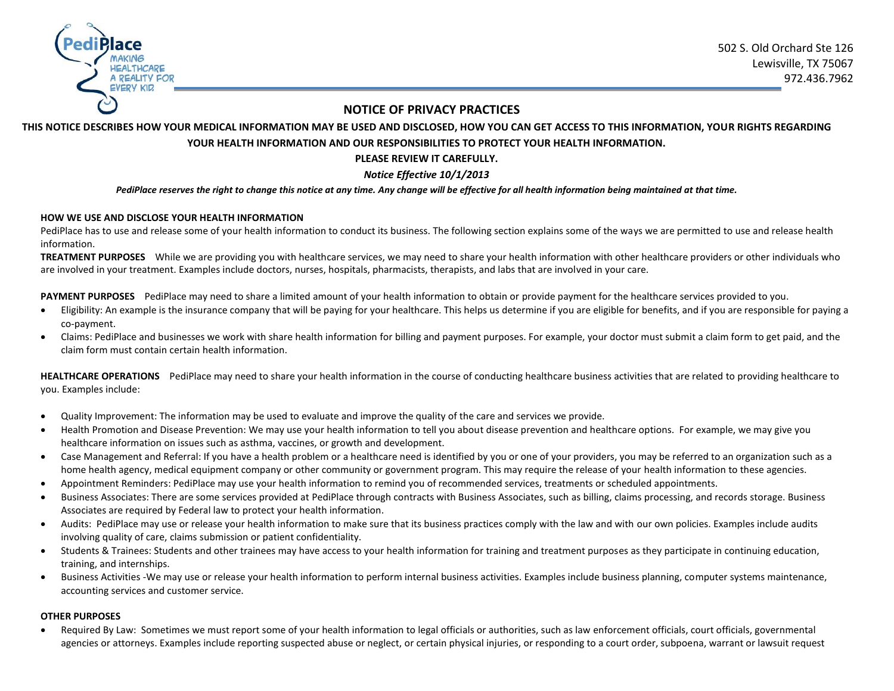PediPlace
MAKING HEALTHCARE A REALITY FOR EVERY KID

502 S. Old Orchard Ste 126
Lewisville, TX 75067
972.436.7962

# NOTICE OF PRIVACY PRACTICES

**THIS NOTICE DESCRIBES HOW YOUR MEDICAL INFORMATION MAY BE USED AND DISCLOSED, HOW YOU CAN GET ACCESS TO THIS INFORMATION, YOUR RIGHTS REGARDING YOUR HEALTH INFORMATION AND OUR RESPONSIBILITIES TO PROTECT YOUR HEALTH INFORMATION.**

**PLEASE REVIEW IT CAREFULLY.**

***Notice Effective 10/1/2013***

***PediPlace reserves the right to change this notice at any time. Any change will be effective for all health information being maintained at that time.***

## HOW WE USE AND DISCLOSE YOUR HEALTH INFORMATION

PediPlace has to use and release some of your health information to conduct its business. The following section explains some of the ways we are permitted to use and release health information.

**TREATMENT PURPOSES** While we are providing you with healthcare services, we may need to share your health information with other healthcare providers or other individuals who are involved in your treatment. Examples include doctors, nurses, hospitals, pharmacists, therapists, and labs that are involved in your care.

**PAYMENT PURPOSES** PediPlace may need to share a limited amount of your health information to obtain or provide payment for the healthcare services provided to you.

- Eligibility: An example is the insurance company that will be paying for your healthcare. This helps us determine if you are eligible for benefits, and if you are responsible for paying a co-payment.
- Claims: PediPlace and businesses we work with share health information for billing and payment purposes. For example, your doctor must submit a claim form to get paid, and the claim form must contain certain health information.

**HEALTHCARE OPERATIONS** PediPlace may need to share your health information in the course of conducting healthcare business activities that are related to providing healthcare to you. Examples include:

- Quality Improvement: The information may be used to evaluate and improve the quality of the care and services we provide.
- Health Promotion and Disease Prevention: We may use your health information to tell you about disease prevention and healthcare options. For example, we may give you healthcare information on issues such as asthma, vaccines, or growth and development.
- Case Management and Referral: If you have a health problem or a healthcare need is identified by you or one of your providers, you may be referred to an organization such as a home health agency, medical equipment company or other community or government program. This may require the release of your health information to these agencies.
- Appointment Reminders: PediPlace may use your health information to remind you of recommended services, treatments or scheduled appointments.
- Business Associates: There are some services provided at PediPlace through contracts with Business Associates, such as billing, claims processing, and records storage. Business Associates are required by Federal law to protect your health information.
- Audits: PediPlace may use or release your health information to make sure that its business practices comply with the law and with our own policies. Examples include audits involving quality of care, claims submission or patient confidentiality.
- Students & Trainees: Students and other trainees may have access to your health information for training and treatment purposes as they participate in continuing education, training, and internships.
- Business Activities -We may use or release your health information to perform internal business activities. Examples include business planning, computer systems maintenance, accounting services and customer service.

## OTHER PURPOSES

- Required By Law: Sometimes we must report some of your health information to legal officials or authorities, such as law enforcement officials, court officials, governmental agencies or attorneys. Examples include reporting suspected abuse or neglect, or certain physical injuries, or responding to a court order, subpoena, warrant or lawsuit request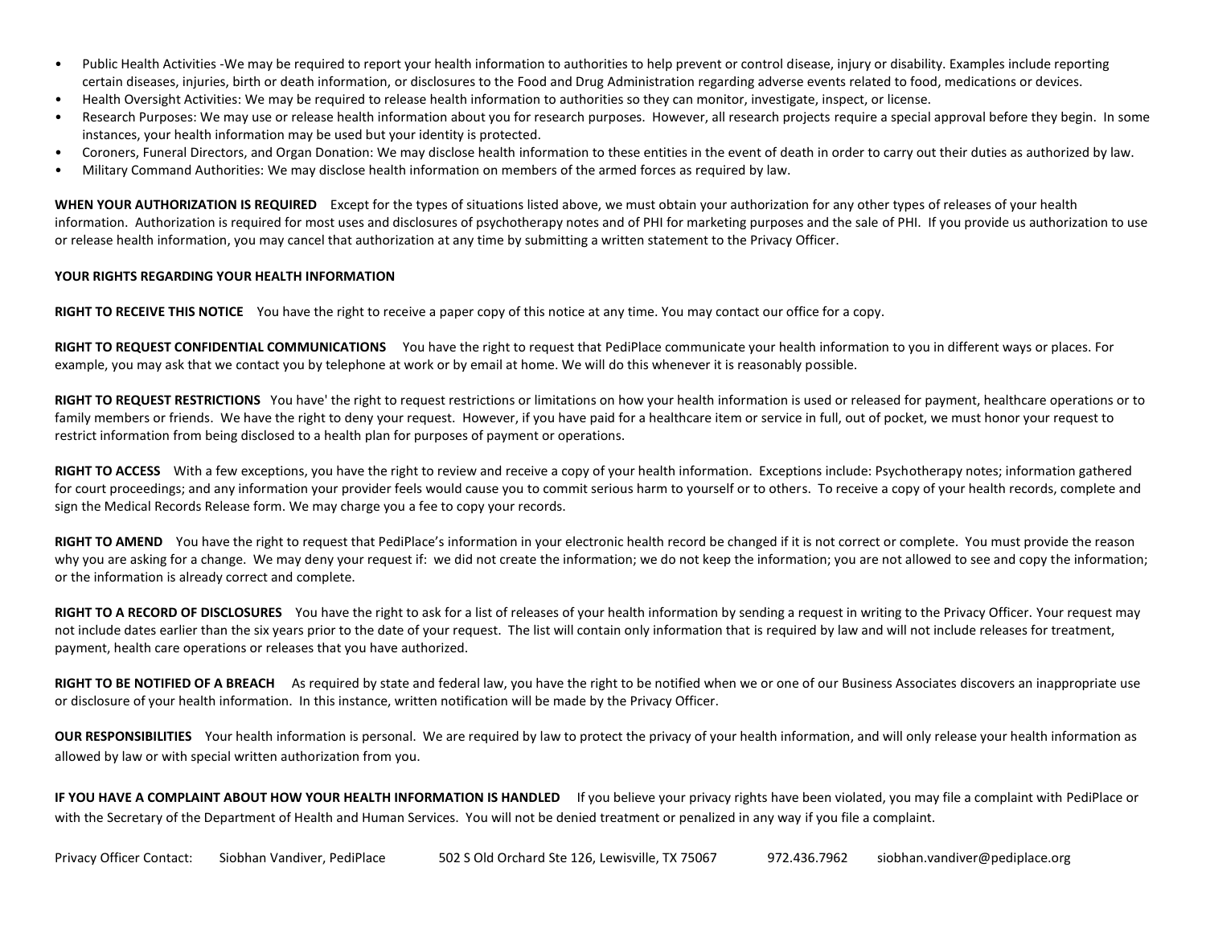- Public Health Activities -We may be required to report your health information to authorities to help prevent or control disease, injury or disability. Examples include reporting certain diseases, injuries, birth or death information, or disclosures to the Food and Drug Administration regarding adverse events related to food, medications or devices.
- Health Oversight Activities: We may be required to release health information to authorities so they can monitor, investigate, inspect, or license.
- Research Purposes: We may use or release health information about you for research purposes. However, all research projects require a special approval before they begin. In some instances, your health information may be used but your identity is protected.
- Coroners, Funeral Directors, and Organ Donation: We may disclose health information to these entities in the event of death in order to carry out their duties as authorized by law.
- Military Command Authorities: We may disclose health information on members of the armed forces as required by law.

**WHEN YOUR AUTHORIZATION IS REQUIRED** Except for the types of situations listed above, we must obtain your authorization for any other types of releases of your health information. Authorization is required for most uses and disclosures of psychotherapy notes and of PHI for marketing purposes and the sale of PHI. If you provide us authorization to use or release health information, you may cancel that authorization at any time by submitting a written statement to the Privacy Officer.

**YOUR RIGHTS REGARDING YOUR HEALTH INFORMATION**

**RIGHT TO RECEIVE THIS NOTICE** You have the right to receive a paper copy of this notice at any time. You may contact our office for a copy.

**RIGHT TO REQUEST CONFIDENTIAL COMMUNICATIONS** You have the right to request that PediPlace communicate your health information to you in different ways or places. For example, you may ask that we contact you by telephone at work or by email at home. We will do this whenever it is reasonably possible.

**RIGHT TO REQUEST RESTRICTIONS** You have' the right to request restrictions or limitations on how your health information is used or released for payment, healthcare operations or to family members or friends. We have the right to deny your request. However, if you have paid for a healthcare item or service in full, out of pocket, we must honor your request to restrict information from being disclosed to a health plan for purposes of payment or operations.

**RIGHT TO ACCESS** With a few exceptions, you have the right to review and receive a copy of your health information. Exceptions include: Psychotherapy notes; information gathered for court proceedings; and any information your provider feels would cause you to commit serious harm to yourself or to others. To receive a copy of your health records, complete and sign the Medical Records Release form. We may charge you a fee to copy your records.

**RIGHT TO AMEND** You have the right to request that PediPlace's information in your electronic health record be changed if it is not correct or complete. You must provide the reason why you are asking for a change. We may deny your request if: we did not create the information; we do not keep the information; you are not allowed to see and copy the information; or the information is already correct and complete.

**RIGHT TO A RECORD OF DISCLOSURES** You have the right to ask for a list of releases of your health information by sending a request in writing to the Privacy Officer. Your request may not include dates earlier than the six years prior to the date of your request. The list will contain only information that is required by law and will not include releases for treatment, payment, health care operations or releases that you have authorized.

**RIGHT TO BE NOTIFIED OF A BREACH** As required by state and federal law, you have the right to be notified when we or one of our Business Associates discovers an inappropriate use or disclosure of your health information. In this instance, written notification will be made by the Privacy Officer.

**OUR RESPONSIBILITIES** Your health information is personal. We are required by law to protect the privacy of your health information, and will only release your health information as allowed by law or with special written authorization from you.

**IF YOU HAVE A COMPLAINT ABOUT HOW YOUR HEALTH INFORMATION IS HANDLED** If you believe your privacy rights have been violated, you may file a complaint with PediPlace or with the Secretary of the Department of Health and Human Services. You will not be denied treatment or penalized in any way if you file a complaint.

Privacy Officer Contact: Siobhan Vandiver, PediPlace 502 S Old Orchard Ste 126, Lewisville, TX 75067 972.436.7962 siobhan.vandiver@pediplace.org